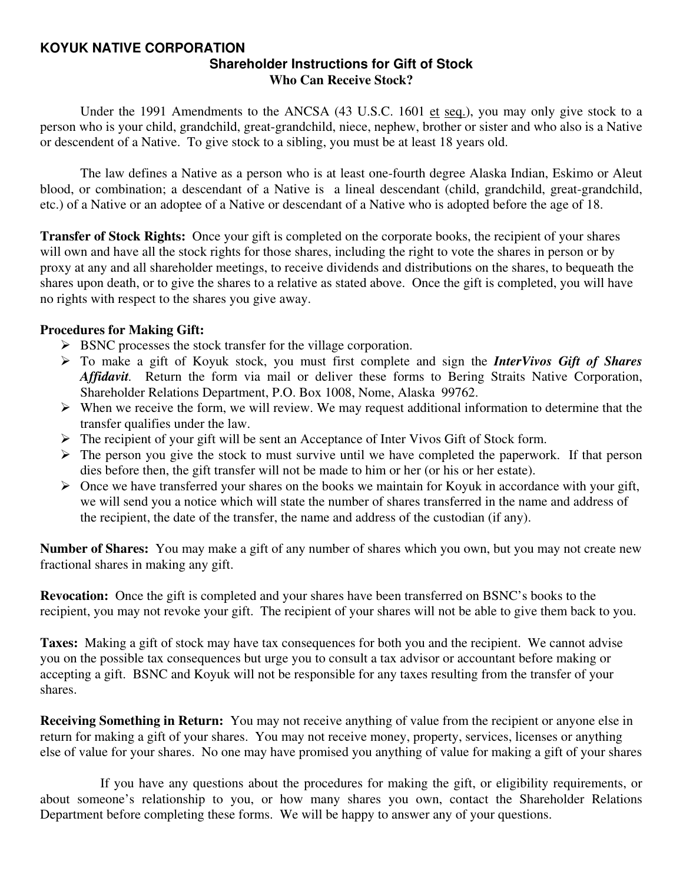# KOYUK NATIVE CORPORATION

## Shareholder Instructions for Gift of Stock

### Who Can Receive Stock?

Under the 1991 Amendments to the ANCSA (43 U.S.C. 1601 et seq.), you may only give stock to a person who is your child, grandchild, great-grandchild, niece, nephew, brother or sister and who also is a Native or descendent of a Native. To give stock to a sibling, you must be at least 18 years old.

The law defines a Native as a person who is at least one-fourth degree Alaska Indian, Eskimo or Aleut blood, or combination; a descendant of a Native is a lineal descendant (child, grandchild, great-grandchild, etc.) of a Native or an adoptee of a Native or descendant of a Native who is adopted before the age of 18.

**Transfer of Stock Rights:** Once your gift is completed on the corporate books, the recipient of your shares will own and have all the stock rights for those shares, including the right to vote the shares in person or by proxy at any and all shareholder meetings, to receive dividends and distributions on the shares, to bequeath the shares upon death, or to give the shares to a relative as stated above. Once the gift is completed, you will have no rights with respect to the shares you give away.

**Procedures for Making Gift:**

- BSNC processes the stock transfer for the village corporation.
- To make a gift of Koyuk stock, you must first complete and sign the ***InterVivos Gift of Shares Affidavit***. Return the form via mail or deliver these forms to Bering Straits Native Corporation, Shareholder Relations Department, P.O. Box 1008, Nome, Alaska 99762.
- When we receive the form, we will review. We may request additional information to determine that the transfer qualifies under the law.
- The recipient of your gift will be sent an Acceptance of Inter Vivos Gift of Stock form.
- The person you give the stock to must survive until we have completed the paperwork. If that person dies before then, the gift transfer will not be made to him or her (or his or her estate).
- Once we have transferred your shares on the books we maintain for Koyuk in accordance with your gift, we will send you a notice which will state the number of shares transferred in the name and address of the recipient, the date of the transfer, the name and address of the custodian (if any).

**Number of Shares:** You may make a gift of any number of shares which you own, but you may not create new fractional shares in making any gift.

**Revocation:** Once the gift is completed and your shares have been transferred on BSNC's books to the recipient, you may not revoke your gift. The recipient of your shares will not be able to give them back to you.

**Taxes:** Making a gift of stock may have tax consequences for both you and the recipient. We cannot advise you on the possible tax consequences but urge you to consult a tax advisor or accountant before making or accepting a gift. BSNC and Koyuk will not be responsible for any taxes resulting from the transfer of your shares.

**Receiving Something in Return:** You may not receive anything of value from the recipient or anyone else in return for making a gift of your shares. You may not receive money, property, services, licenses or anything else of value for your shares. No one may have promised you anything of value for making a gift of your shares

If you have any questions about the procedures for making the gift, or eligibility requirements, or about someone's relationship to you, or how many shares you own, contact the Shareholder Relations Department before completing these forms. We will be happy to answer any of your questions.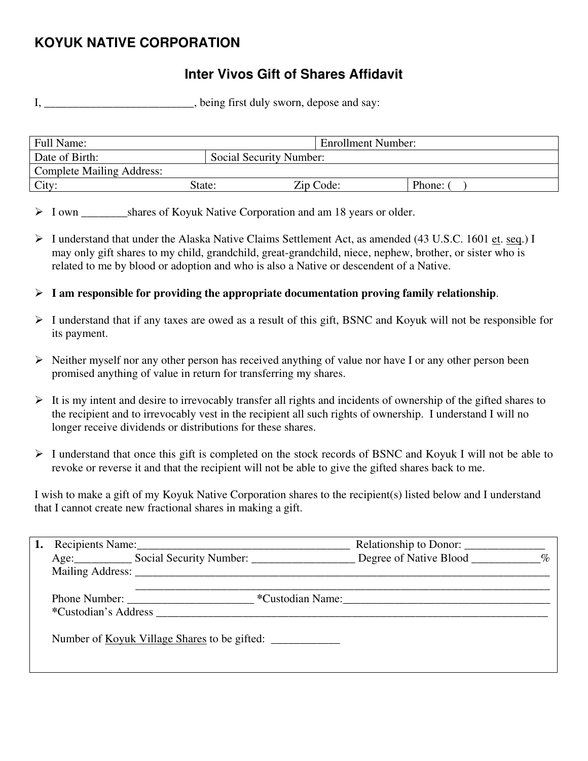# KOYUK NATIVE CORPORATION

## Inter Vivos Gift of Shares Affidavit

I, __________________________, being first duly sworn, depose and say:

| Full Name: | | Enrollment Number: | |
|---|---|---|---|
| Date of Birth: | Social Security Number: | | |
| Complete Mailing Address: | | | |
| City: State: | Zip Code: | | Phone: (    ) |

- I own ________shares of Koyuk Native Corporation and am 18 years or older.
- I understand that under the Alaska Native Claims Settlement Act, as amended (43 U.S.C. 1601 et. seq.) I may only gift shares to my child, grandchild, great-grandchild, niece, nephew, brother, or sister who is related to me by blood or adoption and who is also a Native or descendent of a Native.
- **I am responsible for providing the appropriate documentation proving family relationship**.
- I understand that if any taxes are owed as a result of this gift, BSNC and Koyuk will not be responsible for its payment.
- Neither myself nor any other person has received anything of value nor have I or any other person been promised anything of value in return for transferring my shares.
- It is my intent and desire to irrevocably transfer all rights and incidents of ownership of the gifted shares to the recipient and to irrevocably vest in the recipient all such rights of ownership. I understand I will no longer receive dividends or distributions for these shares.
- I understand that once this gift is completed on the stock records of BSNC and Koyuk I will not be able to revoke or reverse it and that the recipient will not be able to give the gifted shares back to me.

I wish to make a gift of my Koyuk Native Corporation shares to the recipient(s) listed below and I understand that I cannot create new fractional shares in making a gift.

**1.** Recipients Name:_____________________________________ Relationship to Donor: ______________

Age:__________ Social Security Number: __________________ Degree of Native Blood ____________%

Mailing Address: ___________________________________________________________________________

_____________________________________________________________________________

Phone Number: ______________________ *Custodian Name:_____________________________________

*Custodian's Address ___________________________________________________________________________

Number of Koyuk Village Shares to be gifted: ____________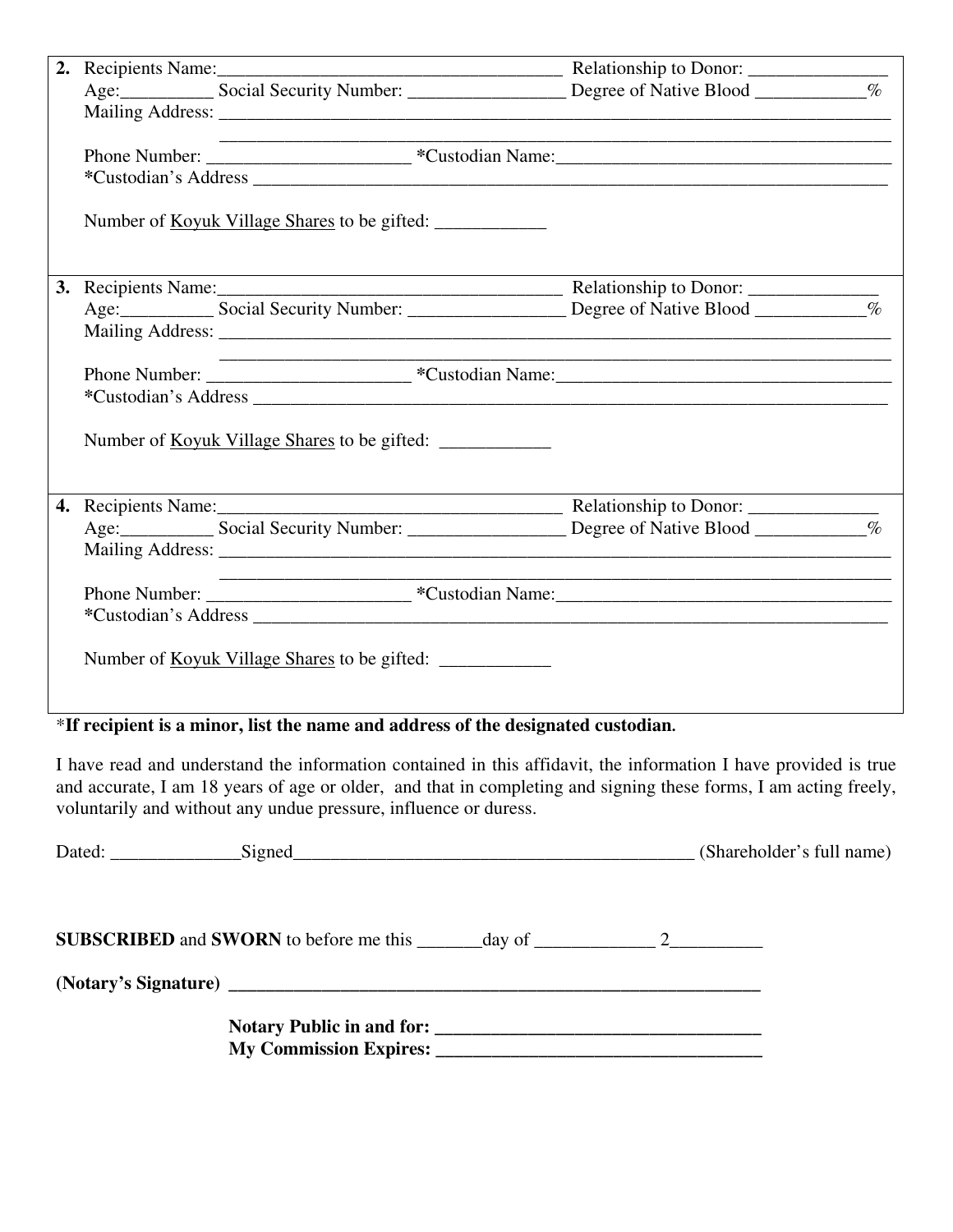2. Recipients Name:______________________________________ Relationship to Donor: _______________
Age:__________ Social Security Number: _________________ Degree of Native Blood ____________%
Mailing Address: _____________________________________________________________________________
_____________________________________________________________________________
Phone Number: ______________________ *Custodian Name:_____________________________________
*Custodian's Address _________________________________________________________________________

Number of Koyuk Village Shares to be gifted: ____________

3. Recipients Name:______________________________________ Relationship to Donor: ______________
Age:__________ Social Security Number: _________________ Degree of Native Blood ____________%
Mailing Address: _____________________________________________________________________________
_____________________________________________________________________________
Phone Number: ______________________ *Custodian Name:_____________________________________
*Custodian's Address _________________________________________________________________________

Number of Koyuk Village Shares to be gifted: ____________

4. Recipients Name:______________________________________ Relationship to Donor: ______________
Age:__________ Social Security Number: _________________ Degree of Native Blood ____________%
Mailing Address: _____________________________________________________________________________
_____________________________________________________________________________
Phone Number: ______________________ *Custodian Name:_____________________________________
*Custodian's Address _________________________________________________________________________

Number of Koyuk Village Shares to be gifted: ____________

***If recipient is a minor, list the name and address of the designated custodian.**

I have read and understand the information contained in this affidavit, the information I have provided is true and accurate, I am 18 years of age or older, and that in completing and signing these forms, I am acting freely, voluntarily and without any undue pressure, influence or duress.

Dated: ______________Signed_____________________________________________ (Shareholder's full name)

**SUBSCRIBED** and **SWORN** to before me this _______day of _____________ 2__________

**(Notary's Signature)** ___________________________________________________________

**Notary Public in and for:** ___________________________________
**My Commission Expires:** ___________________________________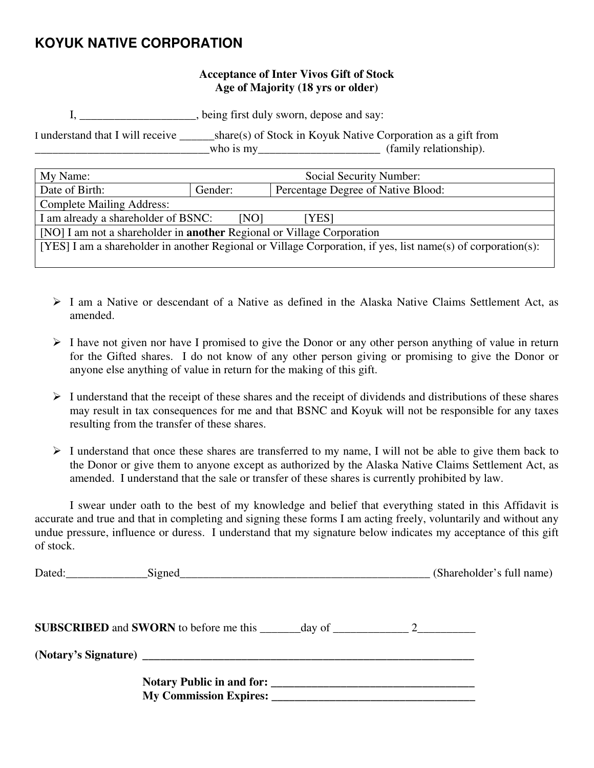# KOYUK NATIVE CORPORATION

**Acceptance of Inter Vivos Gift of Stock**
**Age of Majority (18 yrs or older)**

I, ____________________, being first duly sworn, depose and say:

I understand that I will receive ______share(s) of Stock in Koyuk Native Corporation as a gift from ______________________________who is my_____________________ (family relationship).

| My Name: | | Social Security Number: |
|---|---|---|
| Date of Birth: | Gender: | Percentage Degree of Native Blood: |
| Complete Mailing Address: | | |
| I am already a shareholder of BSNC: [NO] [YES] | | |
| [NO] I am not a shareholder in **another** Regional or Village Corporation | | |
| [YES] I am a shareholder in another Regional or Village Corporation, if yes, list name(s) of corporation(s): | | |

- I am a Native or descendant of a Native as defined in the Alaska Native Claims Settlement Act, as amended.
- I have not given nor have I promised to give the Donor or any other person anything of value in return for the Gifted shares. I do not know of any other person giving or promising to give the Donor or anyone else anything of value in return for the making of this gift.
- I understand that the receipt of these shares and the receipt of dividends and distributions of these shares may result in tax consequences for me and that BSNC and Koyuk will not be responsible for any taxes resulting from the transfer of these shares.
- I understand that once these shares are transferred to my name, I will not be able to give them back to the Donor or give them to anyone except as authorized by the Alaska Native Claims Settlement Act, as amended. I understand that the sale or transfer of these shares is currently prohibited by law.

I swear under oath to the best of my knowledge and belief that everything stated in this Affidavit is accurate and true and that in completing and signing these forms I am acting freely, voluntarily and without any undue pressure, influence or duress. I understand that my signature below indicates my acceptance of this gift of stock.

Dated:______________Signed____________________________________________ (Shareholder's full name)

**SUBSCRIBED** and **SWORN** to before me this _______day of _____________ 2__________

**(Notary's Signature)** ____________________________________________________________

**Notary Public in and for:** ___________________________________
**My Commission Expires:** ___________________________________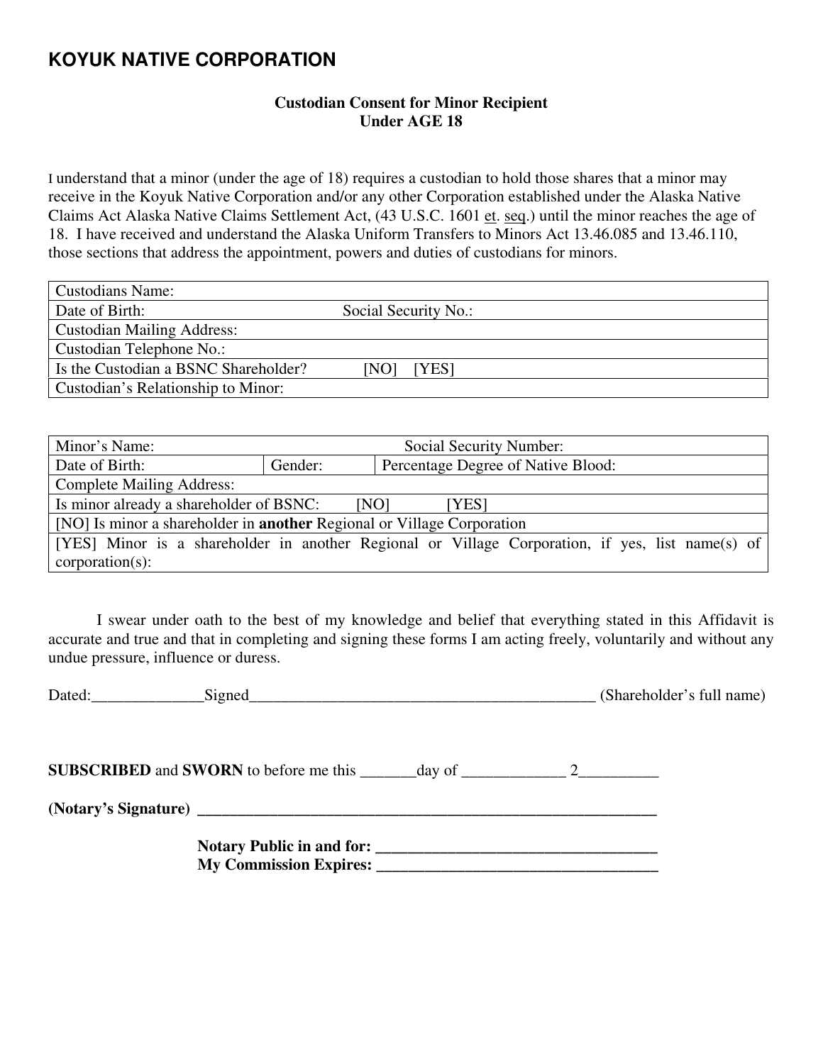# KOYUK NATIVE CORPORATION

**Custodian Consent for Minor Recipient**
**Under AGE 18**

I understand that a minor (under the age of 18) requires a custodian to hold those shares that a minor may receive in the Koyuk Native Corporation and/or any other Corporation established under the Alaska Native Claims Act Alaska Native Claims Settlement Act, (43 U.S.C. 1601 et. seq.) until the minor reaches the age of 18. I have received and understand the Alaska Uniform Transfers to Minors Act 13.46.085 and 13.46.110, those sections that address the appointment, powers and duties of custodians for minors.

| | |
|---|---|
| Custodians Name: | |
| Date of Birth: | Social Security No.: |
| Custodian Mailing Address: | |
| Custodian Telephone No.: | |
| Is the Custodian a BSNC Shareholder? | [NO] [YES] |
| Custodian's Relationship to Minor: | |

| | | |
|---|---|---|
| Minor's Name: | | Social Security Number: |
| Date of Birth: | Gender: | Percentage Degree of Native Blood: |
| Complete Mailing Address: | | |
| Is minor already a shareholder of BSNC: [NO] [YES] | | |
| [NO] Is minor a shareholder in **another** Regional or Village Corporation | | |
| [YES] Minor is a shareholder in another Regional or Village Corporation, if yes, list name(s) of corporation(s): | | |

I swear under oath to the best of my knowledge and belief that everything stated in this Affidavit is accurate and true and that in completing and signing these forms I am acting freely, voluntarily and without any undue pressure, influence or duress.

Dated:______________Signed____________________________________________ (Shareholder's full name)

**SUBSCRIBED** and **SWORN** to before me this _______day of _____________ 2__________

**(Notary's Signature)** ____________________________________________________________

**Notary Public in and for:** ___________________________________

**My Commission Expires:** ___________________________________